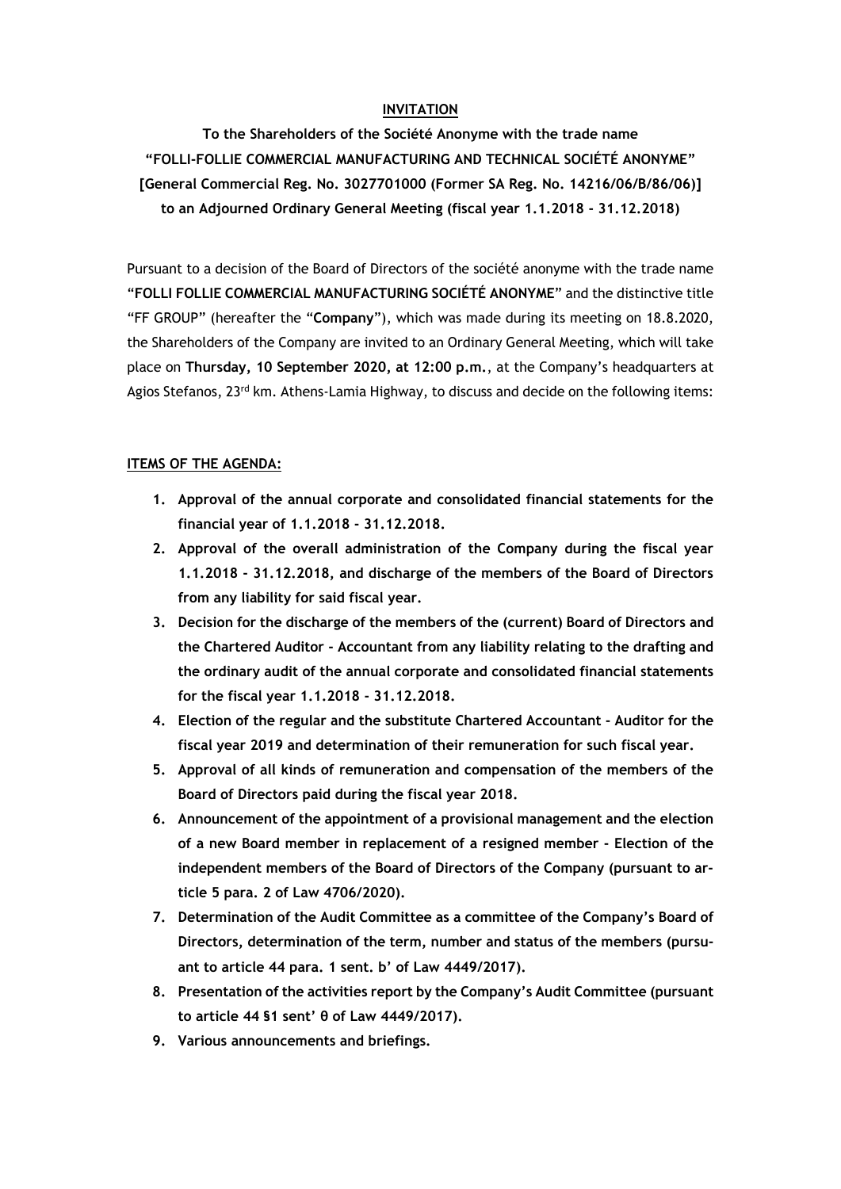# INVITATION

**To the Shareholders of the Société Anonyme with the trade name "FOLLI-FOLLIE COMMERCIAL MANUFACTURING AND TECHNICAL SOCIÉTÉ ANONYME" [General Commercial Reg. No. 3027701000 (Former SA Reg. No. 14216/06/B/86/06)] to an Adjourned Ordinary General Meeting (fiscal year 1.1.2018 - 31.12.2018)**

Pursuant to a decision of the Board of Directors of the société anonyme with the trade name "**FOLLI FOLLIE COMMERCIAL MANUFACTURING SOCIÉTÉ ANONYME**" and the distinctive title "FF GROUP" (hereafter the "**Company**"), which was made during its meeting on 18.8.2020, the Shareholders of the Company are invited to an Ordinary General Meeting, which will take place on **Thursday, 10 September 2020, at 12:00 p.m.**, at the Company's headquarters at Agios Stefanos, 23rd km. Athens-Lamia Highway, to discuss and decide on the following items:

## ITEMS OF THE AGENDA:

1. **Approval of the annual corporate and consolidated financial statements for the financial year of 1.1.2018 - 31.12.2018.**
2. **Approval of the overall administration of the Company during the fiscal year 1.1.2018 - 31.12.2018, and discharge of the members of the Board of Directors from any liability for said fiscal year.**
3. **Decision for the discharge of the members of the (current) Board of Directors and the Chartered Auditor - Accountant from any liability relating to the drafting and the ordinary audit of the annual corporate and consolidated financial statements for the fiscal year 1.1.2018 - 31.12.2018.**
4. **Election of the regular and the substitute Chartered Accountant - Auditor for the fiscal year 2019 and determination of their remuneration for such fiscal year.**
5. **Approval of all kinds of remuneration and compensation of the members of the Board of Directors paid during the fiscal year 2018.**
6. **Announcement of the appointment of a provisional management and the election of a new Board member in replacement of a resigned member - Election of the independent members of the Board of Directors of the Company (pursuant to article 5 para. 2 of Law 4706/2020).**
7. **Determination of the Audit Committee as a committee of the Company's Board of Directors, determination of the term, number and status of the members (pursuant to article 44 para. 1 sent. b' of Law 4449/2017).**
8. **Presentation of the activities report by the Company's Audit Committee (pursuant to article 44 §1 sent' θ of Law 4449/2017).**
9. **Various announcements and briefings.**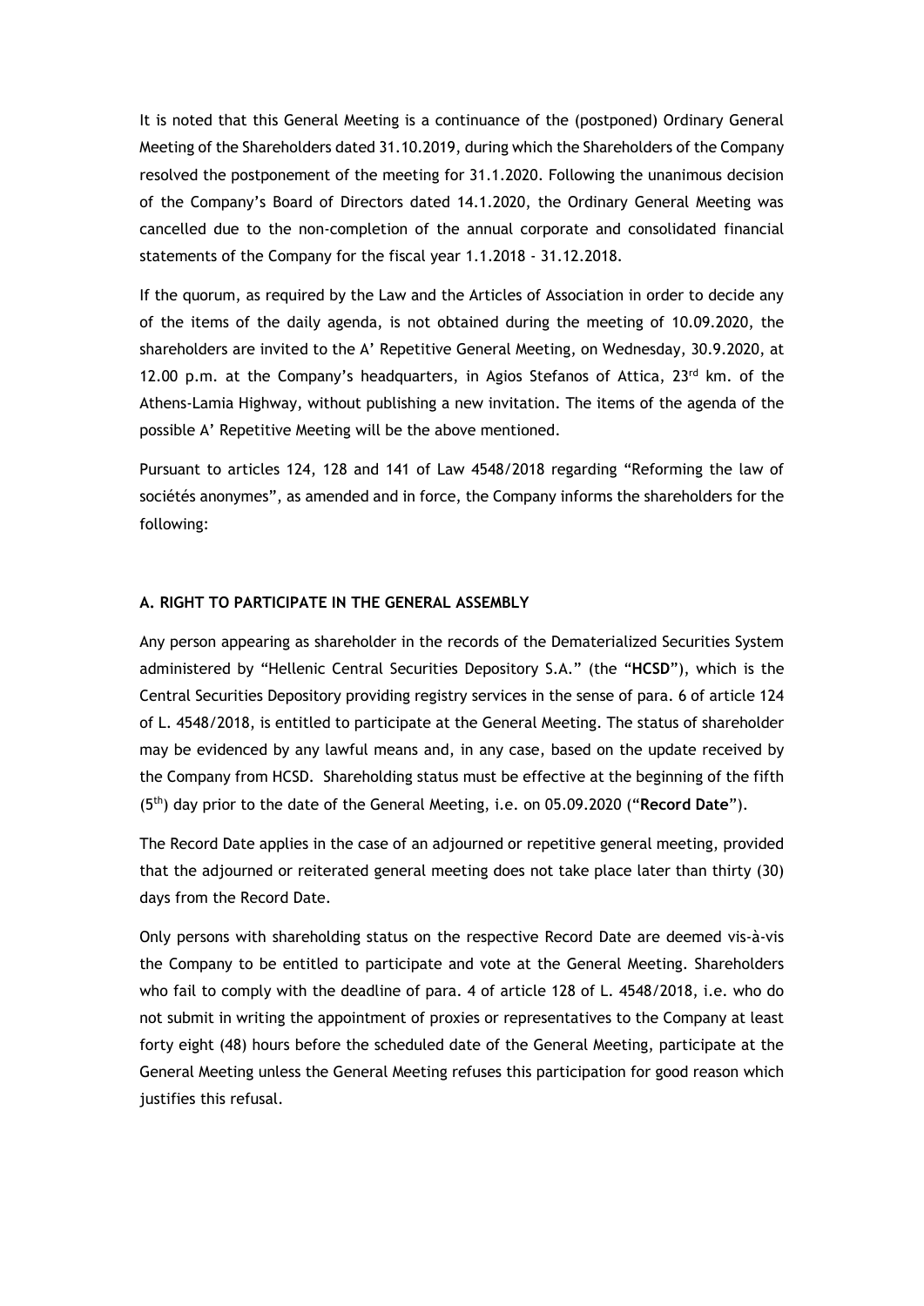It is noted that this General Meeting is a continuance of the (postponed) Ordinary General Meeting of the Shareholders dated 31.10.2019, during which the Shareholders of the Company resolved the postponement of the meeting for 31.1.2020. Following the unanimous decision of the Company's Board of Directors dated 14.1.2020, the Ordinary General Meeting was cancelled due to the non-completion of the annual corporate and consolidated financial statements of the Company for the fiscal year 1.1.2018 - 31.12.2018.

If the quorum, as required by the Law and the Articles of Association in order to decide any of the items of the daily agenda, is not obtained during the meeting of 10.09.2020, the shareholders are invited to the A' Repetitive General Meeting, on Wednesday, 30.9.2020, at 12.00 p.m. at the Company's headquarters, in Agios Stefanos of Attica, 23rd km. of the Athens-Lamia Highway, without publishing a new invitation. The items of the agenda of the possible A' Repetitive Meeting will be the above mentioned.

Pursuant to articles 124, 128 and 141 of Law 4548/2018 regarding "Reforming the law of sociétés anonymes", as amended and in force, the Company informs the shareholders for the following:

**A. RIGHT TO PARTICIPATE IN THE GENERAL ASSEMBLY**

Any person appearing as shareholder in the records of the Dematerialized Securities System administered by "Hellenic Central Securities Depository S.A." (the "**HCSD**"), which is the Central Securities Depository providing registry services in the sense of para. 6 of article 124 of L. 4548/2018, is entitled to participate at the General Meeting. The status of shareholder may be evidenced by any lawful means and, in any case, based on the update received by the Company from HCSD. Shareholding status must be effective at the beginning of the fifth (5th) day prior to the date of the General Meeting, i.e. on 05.09.2020 ("**Record Date**").

The Record Date applies in the case of an adjourned or repetitive general meeting, provided that the adjourned or reiterated general meeting does not take place later than thirty (30) days from the Record Date.

Only persons with shareholding status on the respective Record Date are deemed vis-à-vis the Company to be entitled to participate and vote at the General Meeting. Shareholders who fail to comply with the deadline of para. 4 of article 128 of L. 4548/2018, i.e. who do not submit in writing the appointment of proxies or representatives to the Company at least forty eight (48) hours before the scheduled date of the General Meeting, participate at the General Meeting unless the General Meeting refuses this participation for good reason which justifies this refusal.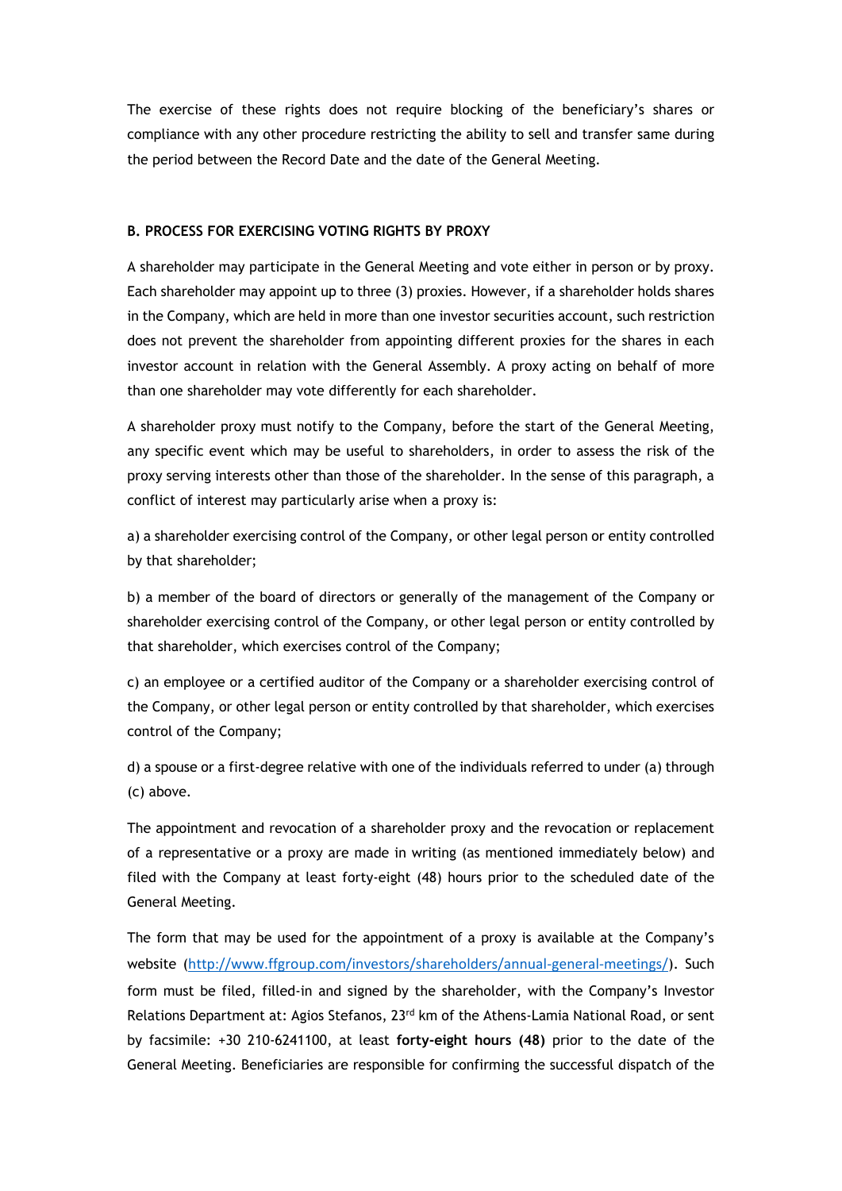The exercise of these rights does not require blocking of the beneficiary's shares or compliance with any other procedure restricting the ability to sell and transfer same during the period between the Record Date and the date of the General Meeting.

**B. PROCESS FOR EXERCISING VOTING RIGHTS BY PROXY**

A shareholder may participate in the General Meeting and vote either in person or by proxy. Each shareholder may appoint up to three (3) proxies. However, if a shareholder holds shares in the Company, which are held in more than one investor securities account, such restriction does not prevent the shareholder from appointing different proxies for the shares in each investor account in relation with the General Assembly. A proxy acting on behalf of more than one shareholder may vote differently for each shareholder.

A shareholder proxy must notify to the Company, before the start of the General Meeting, any specific event which may be useful to shareholders, in order to assess the risk of the proxy serving interests other than those of the shareholder. In the sense of this paragraph, a conflict of interest may particularly arise when a proxy is:

a) a shareholder exercising control of the Company, or other legal person or entity controlled by that shareholder;

b) a member of the board of directors or generally of the management of the Company or shareholder exercising control of the Company, or other legal person or entity controlled by that shareholder, which exercises control of the Company;

c) an employee or a certified auditor of the Company or a shareholder exercising control of the Company, or other legal person or entity controlled by that shareholder, which exercises control of the Company;

d) a spouse or a first-degree relative with one of the individuals referred to under (a) through (c) above.

The appointment and revocation of a shareholder proxy and the revocation or replacement of a representative or a proxy are made in writing (as mentioned immediately below) and filed with the Company at least forty-eight (48) hours prior to the scheduled date of the General Meeting.

The form that may be used for the appointment of a proxy is available at the Company's website (http://www.ffgroup.com/investors/shareholders/annual-general-meetings/). Such form must be filed, filled-in and signed by the shareholder, with the Company's Investor Relations Department at: Agios Stefanos, 23rd km of the Athens-Lamia National Road, or sent by facsimile: +30 210-6241100, at least **forty-eight hours (48)** prior to the date of the General Meeting. Beneficiaries are responsible for confirming the successful dispatch of the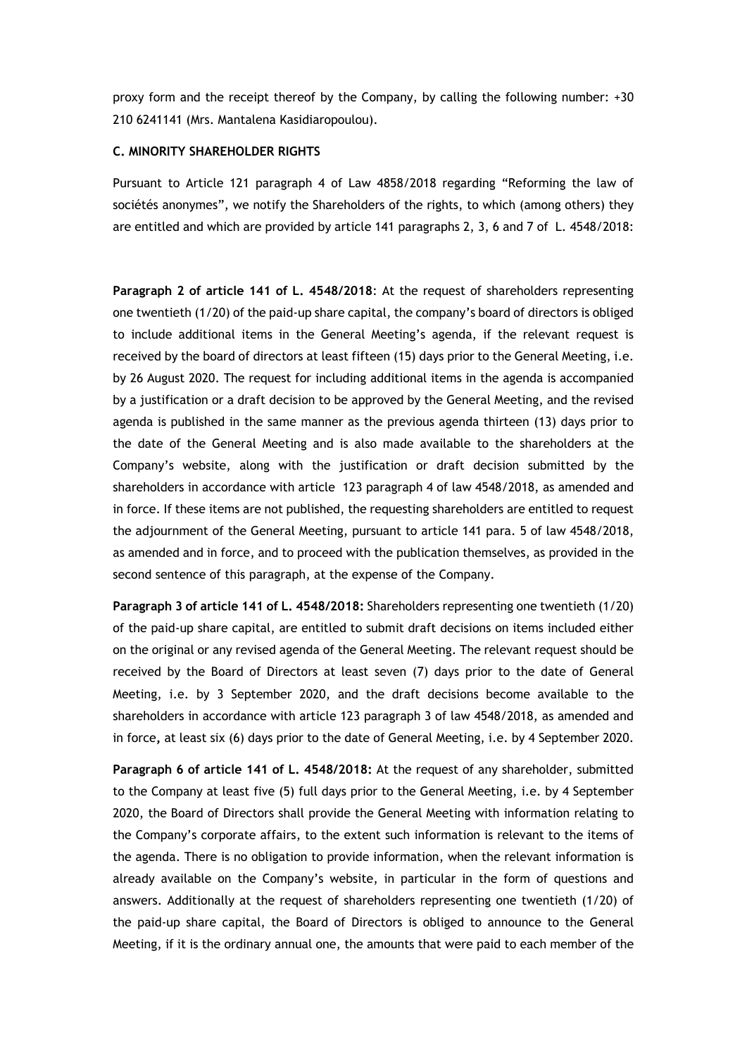proxy form and the receipt thereof by the Company, by calling the following number: +30 210 6241141 (Mrs. Mantalena Kasidiaropoulou).

**C. MINORITY SHAREHOLDER RIGHTS**

Pursuant to Article 121 paragraph 4 of Law 4858/2018 regarding "Reforming the law of sociétés anonymes", we notify the Shareholders of the rights, to which (among others) they are entitled and which are provided by article 141 paragraphs 2, 3, 6 and 7 of L. 4548/2018:

**Paragraph 2 of article 141 of L. 4548/2018**: At the request of shareholders representing one twentieth (1/20) of the paid-up share capital, the company's board of directors is obliged to include additional items in the General Meeting's agenda, if the relevant request is received by the board of directors at least fifteen (15) days prior to the General Meeting, i.e. by 26 August 2020. The request for including additional items in the agenda is accompanied by a justification or a draft decision to be approved by the General Meeting, and the revised agenda is published in the same manner as the previous agenda thirteen (13) days prior to the date of the General Meeting and is also made available to the shareholders at the Company's website, along with the justification or draft decision submitted by the shareholders in accordance with article 123 paragraph 4 of law 4548/2018, as amended and in force. If these items are not published, the requesting shareholders are entitled to request the adjournment of the General Meeting, pursuant to article 141 para. 5 of law 4548/2018, as amended and in force, and to proceed with the publication themselves, as provided in the second sentence of this paragraph, at the expense of the Company.

**Paragraph 3 of article 141 of L. 4548/2018:** Shareholders representing one twentieth (1/20) of the paid-up share capital, are entitled to submit draft decisions on items included either on the original or any revised agenda of the General Meeting. The relevant request should be received by the Board of Directors at least seven (7) days prior to the date of General Meeting, i.e. by 3 September 2020, and the draft decisions become available to the shareholders in accordance with article 123 paragraph 3 of law 4548/2018, as amended and in force, at least six (6) days prior to the date of General Meeting, i.e. by 4 September 2020.

**Paragraph 6 of article 141 of L. 4548/2018:** At the request of any shareholder, submitted to the Company at least five (5) full days prior to the General Meeting, i.e. by 4 September 2020, the Board of Directors shall provide the General Meeting with information relating to the Company's corporate affairs, to the extent such information is relevant to the items of the agenda. There is no obligation to provide information, when the relevant information is already available on the Company's website, in particular in the form of questions and answers. Additionally at the request of shareholders representing one twentieth (1/20) of the paid-up share capital, the Board of Directors is obliged to announce to the General Meeting, if it is the ordinary annual one, the amounts that were paid to each member of the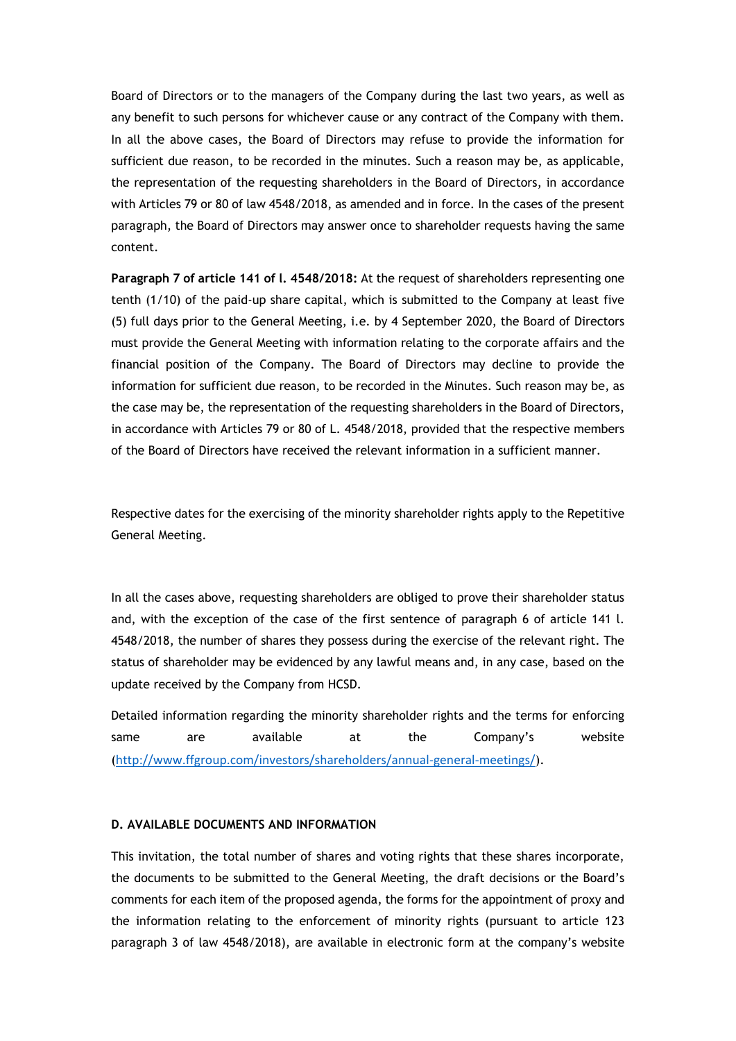Board of Directors or to the managers of the Company during the last two years, as well as any benefit to such persons for whichever cause or any contract of the Company with them. In all the above cases, the Board of Directors may refuse to provide the information for sufficient due reason, to be recorded in the minutes. Such a reason may be, as applicable, the representation of the requesting shareholders in the Board of Directors, in accordance with Articles 79 or 80 of law 4548/2018, as amended and in force. In the cases of the present paragraph, the Board of Directors may answer once to shareholder requests having the same content.

**Paragraph 7 of article 141 of l. 4548/2018:** At the request of shareholders representing one tenth (1/10) of the paid-up share capital, which is submitted to the Company at least five (5) full days prior to the General Meeting, i.e. by 4 September 2020, the Board of Directors must provide the General Meeting with information relating to the corporate affairs and the financial position of the Company. The Board of Directors may decline to provide the information for sufficient due reason, to be recorded in the Minutes. Such reason may be, as the case may be, the representation of the requesting shareholders in the Board of Directors, in accordance with Articles 79 or 80 of L. 4548/2018, provided that the respective members of the Board of Directors have received the relevant information in a sufficient manner.

Respective dates for the exercising of the minority shareholder rights apply to the Repetitive General Meeting.

In all the cases above, requesting shareholders are obliged to prove their shareholder status and, with the exception of the case of the first sentence of paragraph 6 of article 141 l. 4548/2018, the number of shares they possess during the exercise of the relevant right. The status of shareholder may be evidenced by any lawful means and, in any case, based on the update received by the Company from HCSD.

Detailed information regarding the minority shareholder rights and the terms for enforcing same are available at the Company's website (http://www.ffgroup.com/investors/shareholders/annual-general-meetings/).

**D. AVAILABLE DOCUMENTS AND INFORMATION**

This invitation, the total number of shares and voting rights that these shares incorporate, the documents to be submitted to the General Meeting, the draft decisions or the Board's comments for each item of the proposed agenda, the forms for the appointment of proxy and the information relating to the enforcement of minority rights (pursuant to article 123 paragraph 3 of law 4548/2018), are available in electronic form at the company's website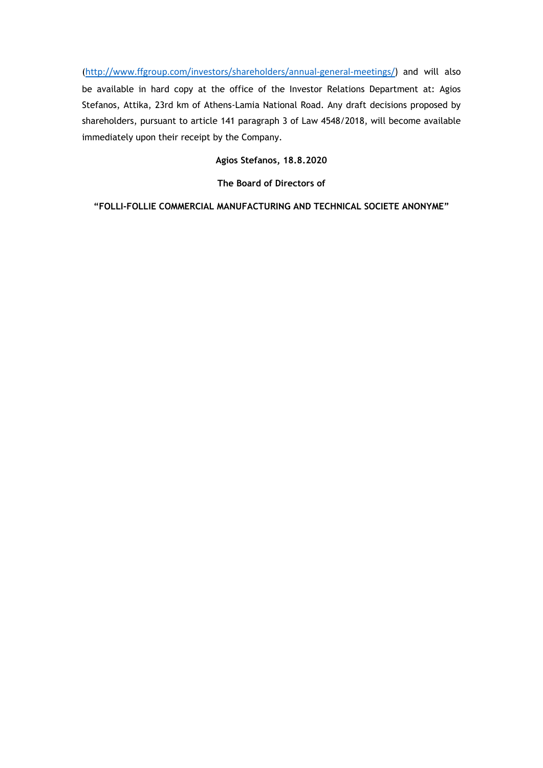(http://www.ffgroup.com/investors/shareholders/annual-general-meetings/) and will also be available in hard copy at the office of the Investor Relations Department at: Agios Stefanos, Attika, 23rd km of Athens-Lamia National Road. Any draft decisions proposed by shareholders, pursuant to article 141 paragraph 3 of Law 4548/2018, will become available immediately upon their receipt by the Company.

**Agios Stefanos, 18.8.2020**

**The Board of Directors of**

**"FOLLI-FOLLIE COMMERCIAL MANUFACTURING AND TECHNICAL SOCIETE ANONYME"**